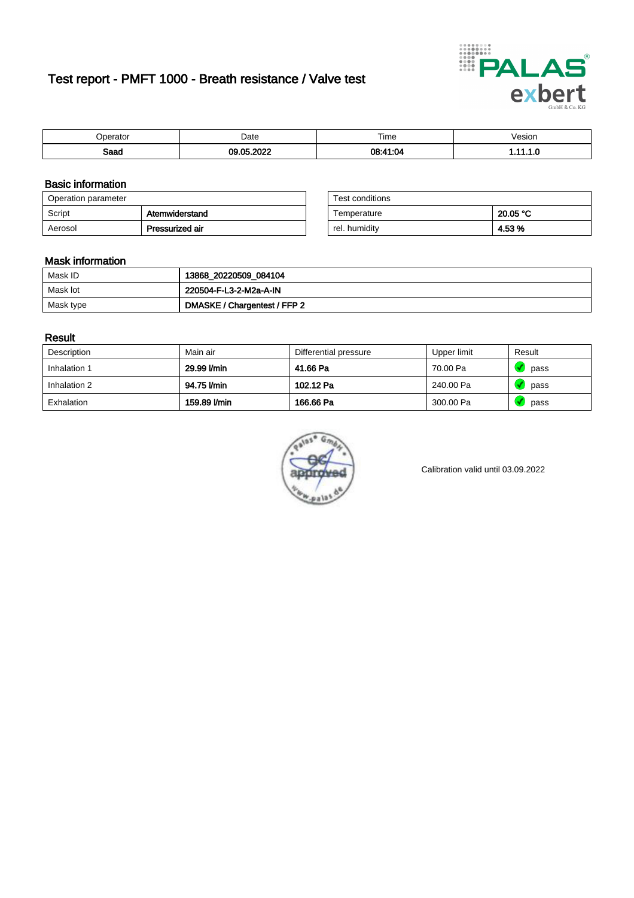# Test report - PMFT 1000 - Breath resistance / Valve test

| Operator | Date | Time | Vesion |
|---|---|---|---|
| **Saad** | **09.05.2022** | **08:41:04** | **1.11.1.0** |

## Basic information

| Operation parameter | |
|---|---|
| Script | **Atemwiderstand** |
| Aerosol | **Pressurized air** |

| Test conditions | |
|---|---|
| Temperature | **20.05 °C** |
| rel. humidity | **4.53 %** |

## Mask information

| | |
|---|---|
| Mask ID | **13868_20220509_084104** |
| Mask lot | **220504-F-L3-2-M2a-A-IN** |
| Mask type | **DMASKE / Chargentest / FFP 2** |

## Result

| Description | Main air | Differential pressure | Upper limit | Result |
|---|---|---|---|---|
| Inhalation 1 | **29.99 l/min** | **41.66 Pa** | 70.00 Pa | pass |
| Inhalation 2 | **94.75 l/min** | **102.12 Pa** | 240.00 Pa | pass |
| Exhalation | **159.89 l/min** | **166.66 Pa** | 300.00 Pa | pass |

Calibration valid until 03.09.2022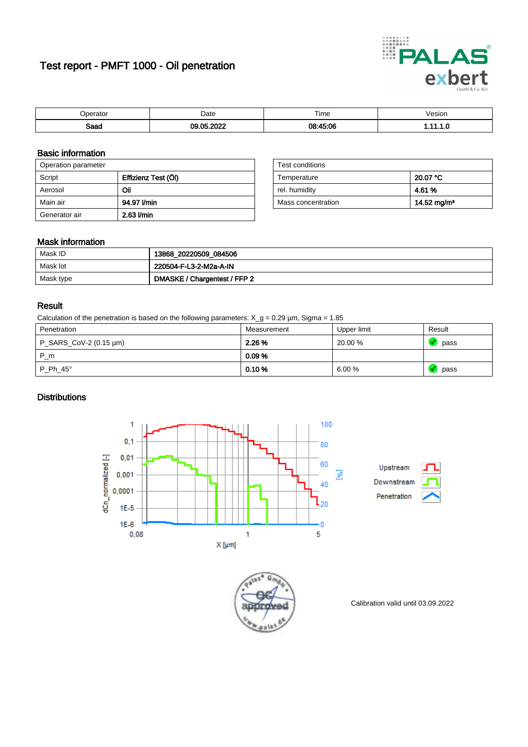# Test report - PMFT 1000 - Oil penetration

PALAS exbert GmbH & Co. KG

| Operator | Date | Time | Vesion |
|---|---|---|---|
| **Saad** | **09.05.2022** | **08:45:06** | **1.11.1.0** |

## Basic information

| Operation parameter | |
|---|---|
| Script | **Effizienz Test (Öl)** |
| Aerosol | **Oil** |
| Main air | **94.97 l/min** |
| Generator air | **2.63 l/min** |

| Test conditions | |
|---|---|
| Temperature | **20.07 °C** |
| rel. humidity | **4.61 %** |
| Mass concentration | **14.52 mg/m³** |

## Mask information

| | |
|---|---|
| Mask ID | **13868_20220509_084506** |
| Mask lot | **220504-F-L3-2-M2a-A-IN** |
| Mask type | **DMASKE / Chargentest / FFP 2** |

## Result

Calculation of the penetration is based on the following parameters: X_g = 0.29 µm, Sigma = 1.85

| Penetration | Measurement | Upper limit | Result |
|---|---|---|---|
| P_SARS_CoV-2 (0.15 µm) | **2.26 %** | 20.00 % | pass |
| P_m | **0.09 %** | | |
| P_Ph_45° | **0.10 %** | 6.00 % | pass |

## Distributions

dCn_normalized [-]
1
0,1
0,01
0,001
0,0001
1E-5
1E-6
0,08
1
5
X [µm]
[%]
100
80
60
40
20
0
Upstream
Downstream
Penetration

Palas® GmbH
QC approved
www.palas.de

Calibration valid until 03.09.2022